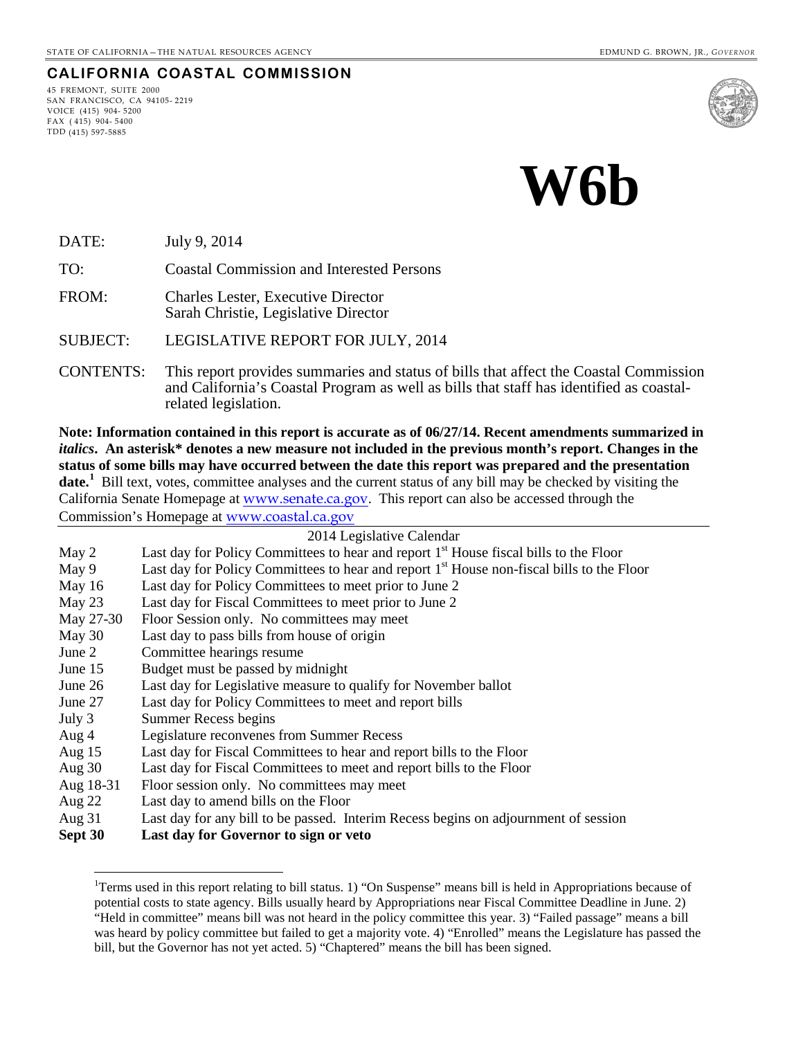STATE OF CALIFORNIA – THE NATURAL RESOURCES AGENCY — EDMUND G. BROWN, JR., *GOVERNOR*

**CALIFORNIA COASTAL COMMISSION**

45 FREMONT, SUITE 2000
SAN FRANCISCO, CA 94105-2219
VOICE (415) 904-5200
FAX (415) 904-5400
TDD (415) 597-5885

# W6b

DATE: July 9, 2014

TO: Coastal Commission and Interested Persons

FROM: Charles Lester, Executive Director
Sarah Christie, Legislative Director

SUBJECT: LEGISLATIVE REPORT FOR JULY, 2014

CONTENTS: This report provides summaries and status of bills that affect the Coastal Commission and California's Coastal Program as well as bills that staff has identified as coastal-related legislation.

**Note: Information contained in this report is accurate as of 06/27/14. Recent amendments summarized in *italics*. An asterisk* denotes a new measure not included in the previous month's report. Changes in the status of some bills may have occurred between the date this report was prepared and the presentation date.[1]** Bill text, votes, committee analyses and the current status of any bill may be checked by visiting the California Senate Homepage at www.senate.ca.gov. This report can also be accessed through the Commission's Homepage at www.coastal.ca.gov

2014 Legislative Calendar

| | |
|---|---|
| May 2 | Last day for Policy Committees to hear and report 1st House fiscal bills to the Floor |
| May 9 | Last day for Policy Committees to hear and report 1st House non-fiscal bills to the Floor |
| May 16 | Last day for Policy Committees to meet prior to June 2 |
| May 23 | Last day for Fiscal Committees to meet prior to June 2 |
| May 27-30 | Floor Session only. No committees may meet |
| May 30 | Last day to pass bills from house of origin |
| June 2 | Committee hearings resume |
| June 15 | Budget must be passed by midnight |
| June 26 | Last day for Legislative measure to qualify for November ballot |
| June 27 | Last day for Policy Committees to meet and report bills |
| July 3 | Summer Recess begins |
| Aug 4 | Legislature reconvenes from Summer Recess |
| Aug 15 | Last day for Fiscal Committees to hear and report bills to the Floor |
| Aug 30 | Last day for Fiscal Committees to meet and report bills to the Floor |
| Aug 18-31 | Floor session only. No committees may meet |
| Aug 22 | Last day to amend bills on the Floor |
| Aug 31 | Last day for any bill to be passed. Interim Recess begins on adjournment of session |
| **Sept 30** | **Last day for Governor to sign or veto** |

[1] Terms used in this report relating to bill status. 1) "On Suspense" means bill is held in Appropriations because of potential costs to state agency. Bills usually heard by Appropriations near Fiscal Committee Deadline in June. 2) "Held in committee" means bill was not heard in the policy committee this year. 3) "Failed passage" means a bill was heard by policy committee but failed to get a majority vote. 4) "Enrolled" means the Legislature has passed the bill, but the Governor has not yet acted. 5) "Chaptered" means the bill has been signed.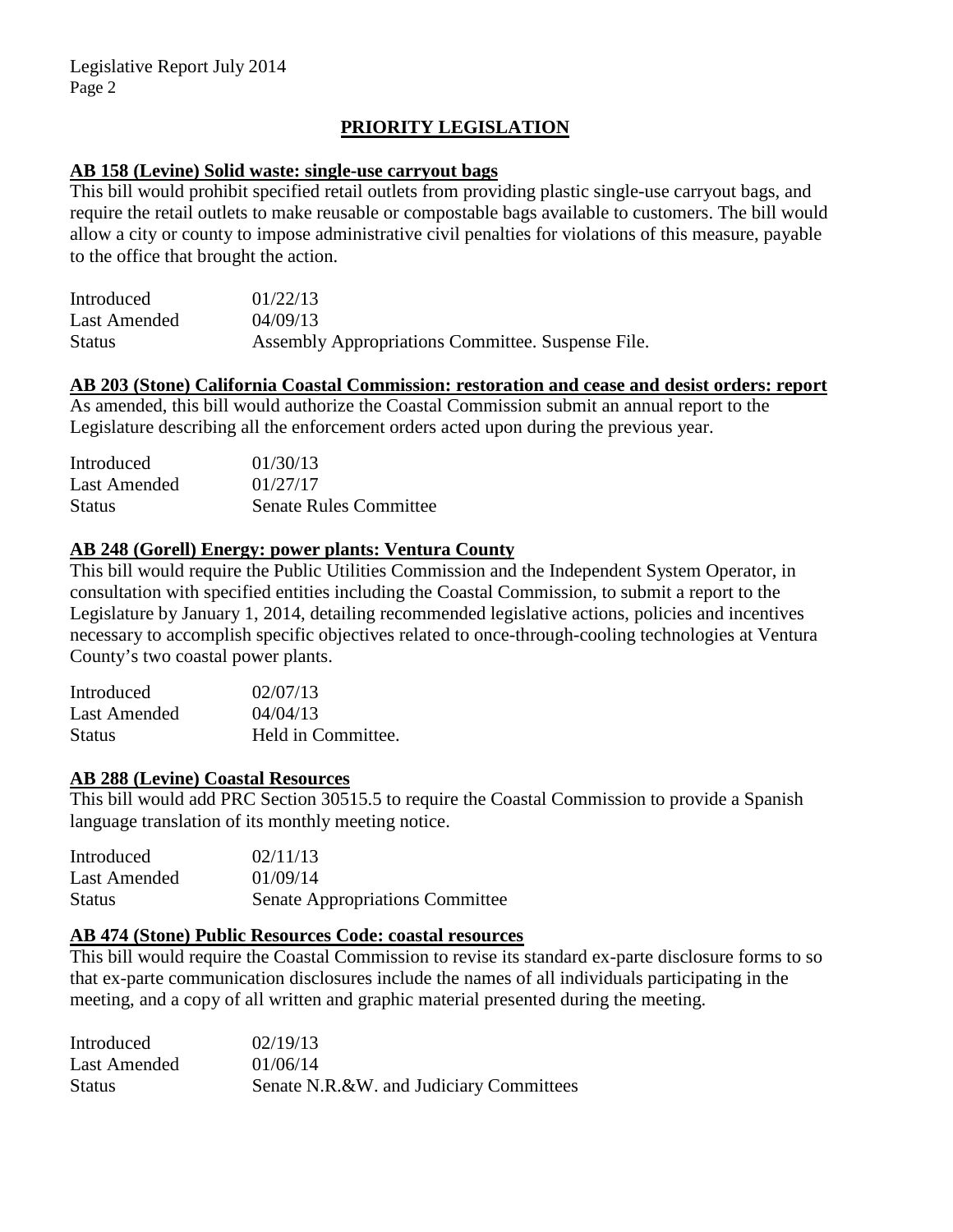## PRIORITY LEGISLATION

**AB 158 (Levine) Solid waste: single-use carryout bags**

This bill would prohibit specified retail outlets from providing plastic single-use carryout bags, and require the retail outlets to make reusable or compostable bags available to customers. The bill would allow a city or county to impose administrative civil penalties for violations of this measure, payable to the office that brought the action.

| | |
|---|---|
| Introduced | 01/22/13 |
| Last Amended | 04/09/13 |
| Status | Assembly Appropriations Committee. Suspense File. |

**AB 203 (Stone) California Coastal Commission: restoration and cease and desist orders: report**

As amended, this bill would authorize the Coastal Commission submit an annual report to the Legislature describing all the enforcement orders acted upon during the previous year.

| | |
|---|---|
| Introduced | 01/30/13 |
| Last Amended | 01/27/17 |
| Status | Senate Rules Committee |

**AB 248 (Gorell) Energy: power plants: Ventura County**

This bill would require the Public Utilities Commission and the Independent System Operator, in consultation with specified entities including the Coastal Commission, to submit a report to the Legislature by January 1, 2014, detailing recommended legislative actions, policies and incentives necessary to accomplish specific objectives related to once-through-cooling technologies at Ventura County's two coastal power plants.

| | |
|---|---|
| Introduced | 02/07/13 |
| Last Amended | 04/04/13 |
| Status | Held in Committee. |

**AB 288 (Levine) Coastal Resources**

This bill would add PRC Section 30515.5 to require the Coastal Commission to provide a Spanish language translation of its monthly meeting notice.

| | |
|---|---|
| Introduced | 02/11/13 |
| Last Amended | 01/09/14 |
| Status | Senate Appropriations Committee |

**AB 474 (Stone) Public Resources Code: coastal resources**

This bill would require the Coastal Commission to revise its standard ex-parte disclosure forms to so that ex-parte communication disclosures include the names of all individuals participating in the meeting, and a copy of all written and graphic material presented during the meeting.

| | |
|---|---|
| Introduced | 02/19/13 |
| Last Amended | 01/06/14 |
| Status | Senate N.R.&W. and Judiciary Committees |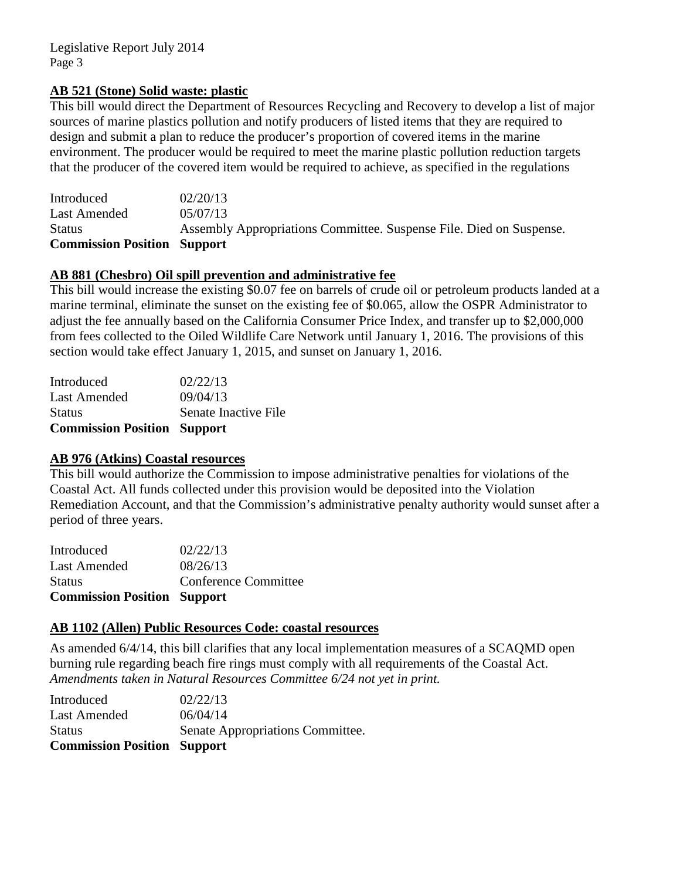## AB 521 (Stone) Solid waste: plastic

This bill would direct the Department of Resources Recycling and Recovery to develop a list of major sources of marine plastics pollution and notify producers of listed items that they are required to design and submit a plan to reduce the producer's proportion of covered items in the marine environment. The producer would be required to meet the marine plastic pollution reduction targets that the producer of the covered item would be required to achieve, as specified in the regulations

| | |
|---|---|
| Introduced | 02/20/13 |
| Last Amended | 05/07/13 |
| Status | Assembly Appropriations Committee. Suspense File. Died on Suspense. |
| **Commission Position** | **Support** |

## AB 881 (Chesbro) Oil spill prevention and administrative fee

This bill would increase the existing $0.07 fee on barrels of crude oil or petroleum products landed at a marine terminal, eliminate the sunset on the existing fee of $0.065, allow the OSPR Administrator to adjust the fee annually based on the California Consumer Price Index, and transfer up to $2,000,000 from fees collected to the Oiled Wildlife Care Network until January 1, 2016. The provisions of this section would take effect January 1, 2015, and sunset on January 1, 2016.

| | |
|---|---|
| Introduced | 02/22/13 |
| Last Amended | 09/04/13 |
| Status | Senate Inactive File |
| **Commission Position** | **Support** |

## AB 976 (Atkins) Coastal resources

This bill would authorize the Commission to impose administrative penalties for violations of the Coastal Act. All funds collected under this provision would be deposited into the Violation Remediation Account, and that the Commission's administrative penalty authority would sunset after a period of three years.

| | |
|---|---|
| Introduced | 02/22/13 |
| Last Amended | 08/26/13 |
| Status | Conference Committee |
| **Commission Position** | **Support** |

## AB 1102 (Allen) Public Resources Code: coastal resources

As amended 6/4/14, this bill clarifies that any local implementation measures of a SCAQMD open burning rule regarding beach fire rings must comply with all requirements of the Coastal Act. *Amendments taken in Natural Resources Committee 6/24 not yet in print.*

| | |
|---|---|
| Introduced | 02/22/13 |
| Last Amended | 06/04/14 |
| Status | Senate Appropriations Committee. |
| **Commission Position** | **Support** |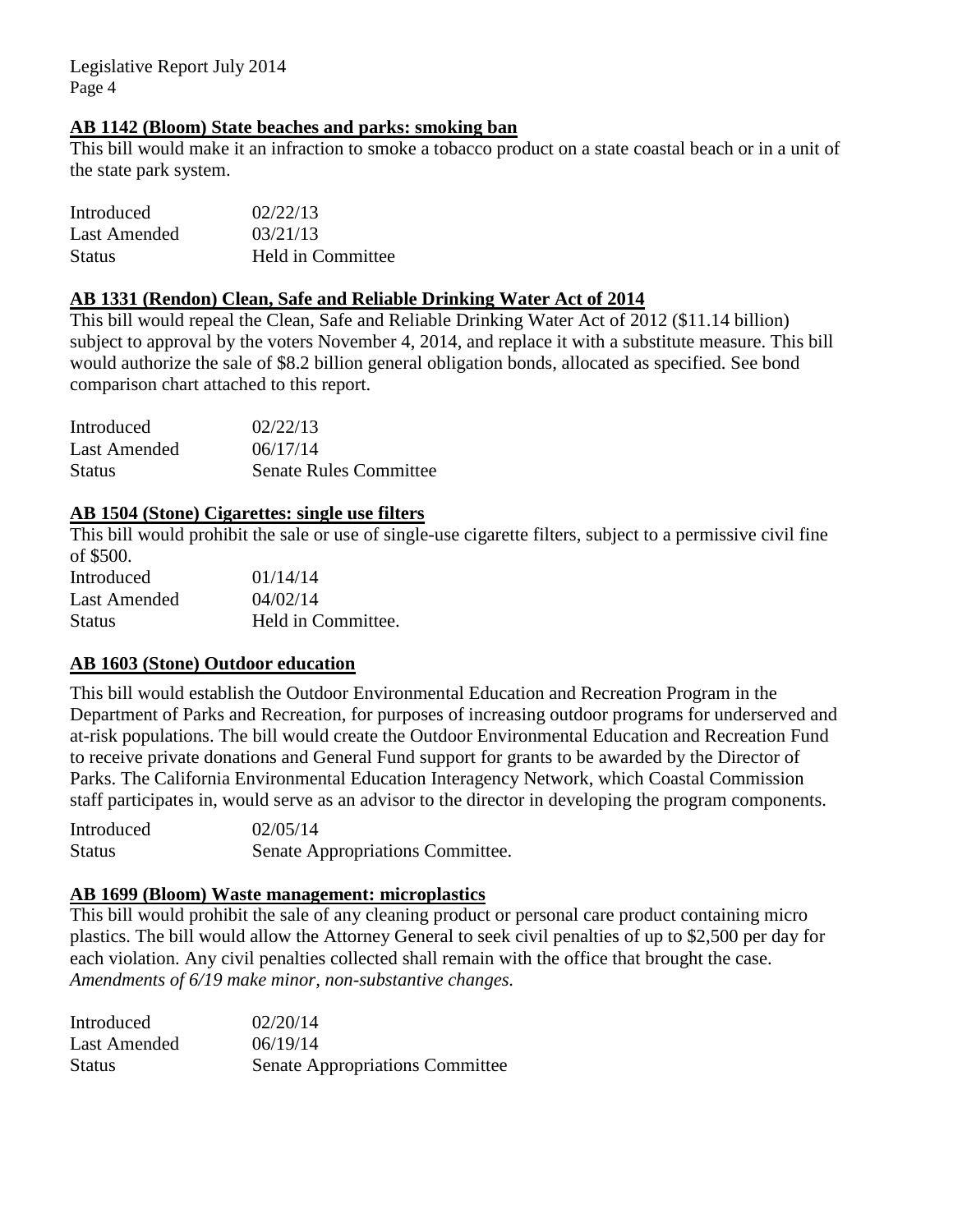### **AB 1142 (Bloom) State beaches and parks: smoking ban**

This bill would make it an infraction to smoke a tobacco product on a state coastal beach or in a unit of the state park system.

| | |
|---|---|
| Introduced | 02/22/13 |
| Last Amended | 03/21/13 |
| Status | Held in Committee |

### **AB 1331 (Rendon) Clean, Safe and Reliable Drinking Water Act of 2014**

This bill would repeal the Clean, Safe and Reliable Drinking Water Act of 2012 ($11.14 billion) subject to approval by the voters November 4, 2014, and replace it with a substitute measure. This bill would authorize the sale of $8.2 billion general obligation bonds, allocated as specified. See bond comparison chart attached to this report.

| | |
|---|---|
| Introduced | 02/22/13 |
| Last Amended | 06/17/14 |
| Status | Senate Rules Committee |

### **AB 1504 (Stone) Cigarettes: single use filters**

This bill would prohibit the sale or use of single-use cigarette filters, subject to a permissive civil fine of $500.

| | |
|---|---|
| Introduced | 01/14/14 |
| Last Amended | 04/02/14 |
| Status | Held in Committee. |

### **AB 1603 (Stone) Outdoor education**

This bill would establish the Outdoor Environmental Education and Recreation Program in the Department of Parks and Recreation, for purposes of increasing outdoor programs for underserved and at-risk populations. The bill would create the Outdoor Environmental Education and Recreation Fund to receive private donations and General Fund support for grants to be awarded by the Director of Parks. The California Environmental Education Interagency Network, which Coastal Commission staff participates in, would serve as an advisor to the director in developing the program components.

| | |
|---|---|
| Introduced | 02/05/14 |
| Status | Senate Appropriations Committee. |

### **AB 1699 (Bloom) Waste management: microplastics**

This bill would prohibit the sale of any cleaning product or personal care product containing micro plastics. The bill would allow the Attorney General to seek civil penalties of up to $2,500 per day for each violation. Any civil penalties collected shall remain with the office that brought the case. *Amendments of 6/19 make minor, non-substantive changes.*

| | |
|---|---|
| Introduced | 02/20/14 |
| Last Amended | 06/19/14 |
| Status | Senate Appropriations Committee |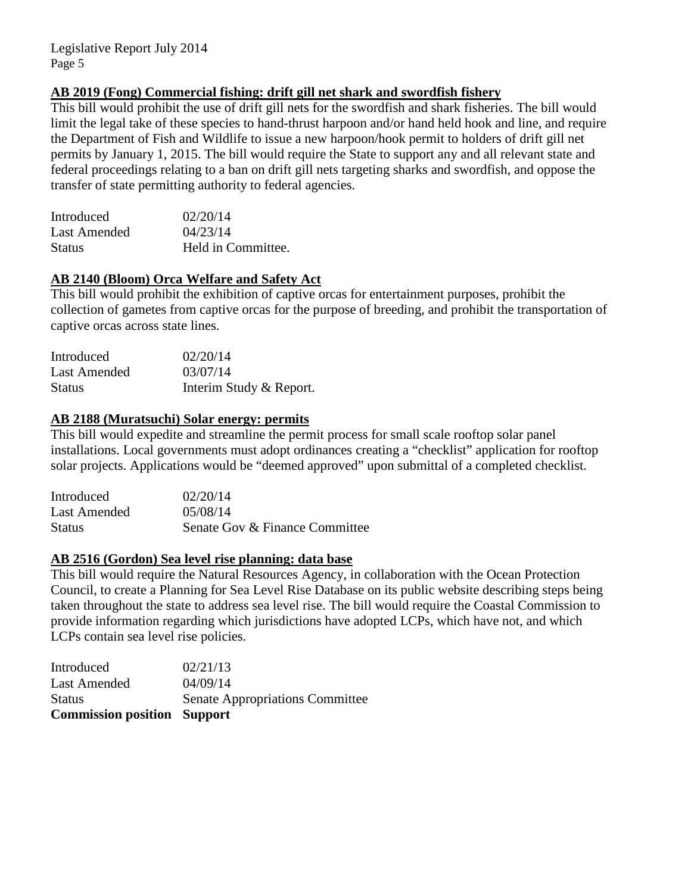**AB 2019 (Fong) Commercial fishing: drift gill net shark and swordfish fishery**

This bill would prohibit the use of drift gill nets for the swordfish and shark fisheries. The bill would limit the legal take of these species to hand-thrust harpoon and/or hand held hook and line, and require the Department of Fish and Wildlife to issue a new harpoon/hook permit to holders of drift gill net permits by January 1, 2015. The bill would require the State to support any and all relevant state and federal proceedings relating to a ban on drift gill nets targeting sharks and swordfish, and oppose the transfer of state permitting authority to federal agencies.

| | |
|---|---|
| Introduced | 02/20/14 |
| Last Amended | 04/23/14 |
| Status | Held in Committee. |

**AB 2140 (Bloom) Orca Welfare and Safety Act**

This bill would prohibit the exhibition of captive orcas for entertainment purposes, prohibit the collection of gametes from captive orcas for the purpose of breeding, and prohibit the transportation of captive orcas across state lines.

| | |
|---|---|
| Introduced | 02/20/14 |
| Last Amended | 03/07/14 |
| Status | Interim Study & Report. |

**AB 2188 (Muratsuchi) Solar energy: permits**

This bill would expedite and streamline the permit process for small scale rooftop solar panel installations. Local governments must adopt ordinances creating a "checklist" application for rooftop solar projects. Applications would be "deemed approved" upon submittal of a completed checklist.

| | |
|---|---|
| Introduced | 02/20/14 |
| Last Amended | 05/08/14 |
| Status | Senate Gov & Finance Committee |

**AB 2516 (Gordon) Sea level rise planning: data base**

This bill would require the Natural Resources Agency, in collaboration with the Ocean Protection Council, to create a Planning for Sea Level Rise Database on its public website describing steps being taken throughout the state to address sea level rise. The bill would require the Coastal Commission to provide information regarding which jurisdictions have adopted LCPs, which have not, and which LCPs contain sea level rise policies.

| | |
|---|---|
| Introduced | 02/21/13 |
| Last Amended | 04/09/14 |
| Status | Senate Appropriations Committee |
| **Commission position** | **Support** |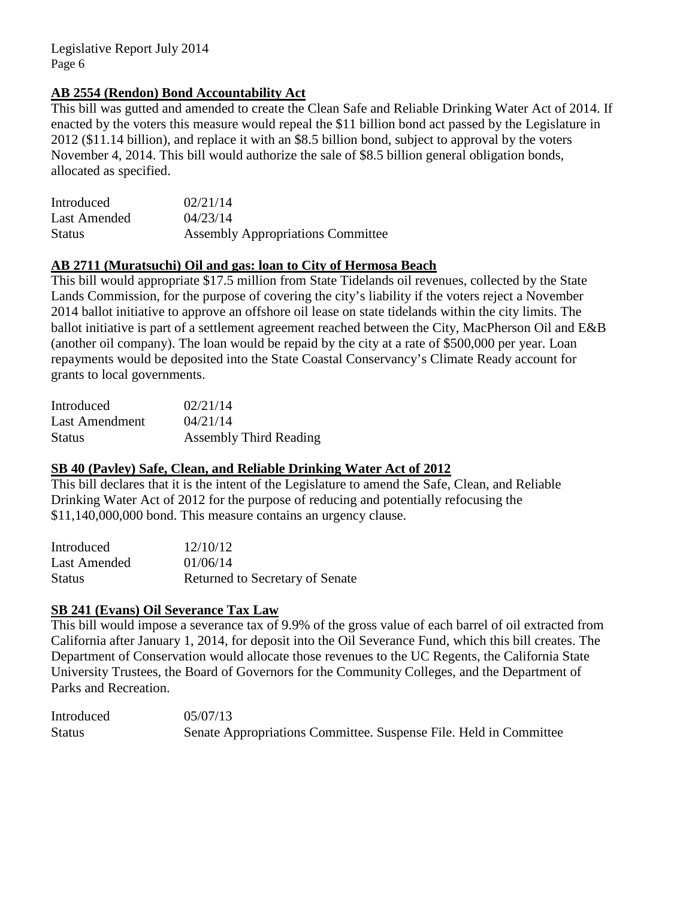**AB 2554 (Rendon) Bond Accountability Act**

This bill was gutted and amended to create the Clean Safe and Reliable Drinking Water Act of 2014. If enacted by the voters this measure would repeal the $11 billion bond act passed by the Legislature in 2012 ($11.14 billion), and replace it with an $8.5 billion bond, subject to approval by the voters November 4, 2014. This bill would authorize the sale of $8.5 billion general obligation bonds, allocated as specified.

| | |
|---|---|
| Introduced | 02/21/14 |
| Last Amended | 04/23/14 |
| Status | Assembly Appropriations Committee |

**AB 2711 (Muratsuchi) Oil and gas: loan to City of Hermosa Beach**

This bill would appropriate $17.5 million from State Tidelands oil revenues, collected by the State Lands Commission, for the purpose of covering the city's liability if the voters reject a November 2014 ballot initiative to approve an offshore oil lease on state tidelands within the city limits. The ballot initiative is part of a settlement agreement reached between the City, MacPherson Oil and E&B (another oil company). The loan would be repaid by the city at a rate of $500,000 per year. Loan repayments would be deposited into the State Coastal Conservancy's Climate Ready account for grants to local governments.

| | |
|---|---|
| Introduced | 02/21/14 |
| Last Amendment | 04/21/14 |
| Status | Assembly Third Reading |

**SB 40 (Pavley) Safe, Clean, and Reliable Drinking Water Act of 2012**

This bill declares that it is the intent of the Legislature to amend the Safe, Clean, and Reliable Drinking Water Act of 2012 for the purpose of reducing and potentially refocusing the $11,140,000,000 bond. This measure contains an urgency clause.

| | |
|---|---|
| Introduced | 12/10/12 |
| Last Amended | 01/06/14 |
| Status | Returned to Secretary of Senate |

**SB 241 (Evans) Oil Severance Tax Law**

This bill would impose a severance tax of 9.9% of the gross value of each barrel of oil extracted from California after January 1, 2014, for deposit into the Oil Severance Fund, which this bill creates. The Department of Conservation would allocate those revenues to the UC Regents, the California State University Trustees, the Board of Governors for the Community Colleges, and the Department of Parks and Recreation.

| | |
|---|---|
| Introduced | 05/07/13 |
| Status | Senate Appropriations Committee. Suspense File. Held in Committee |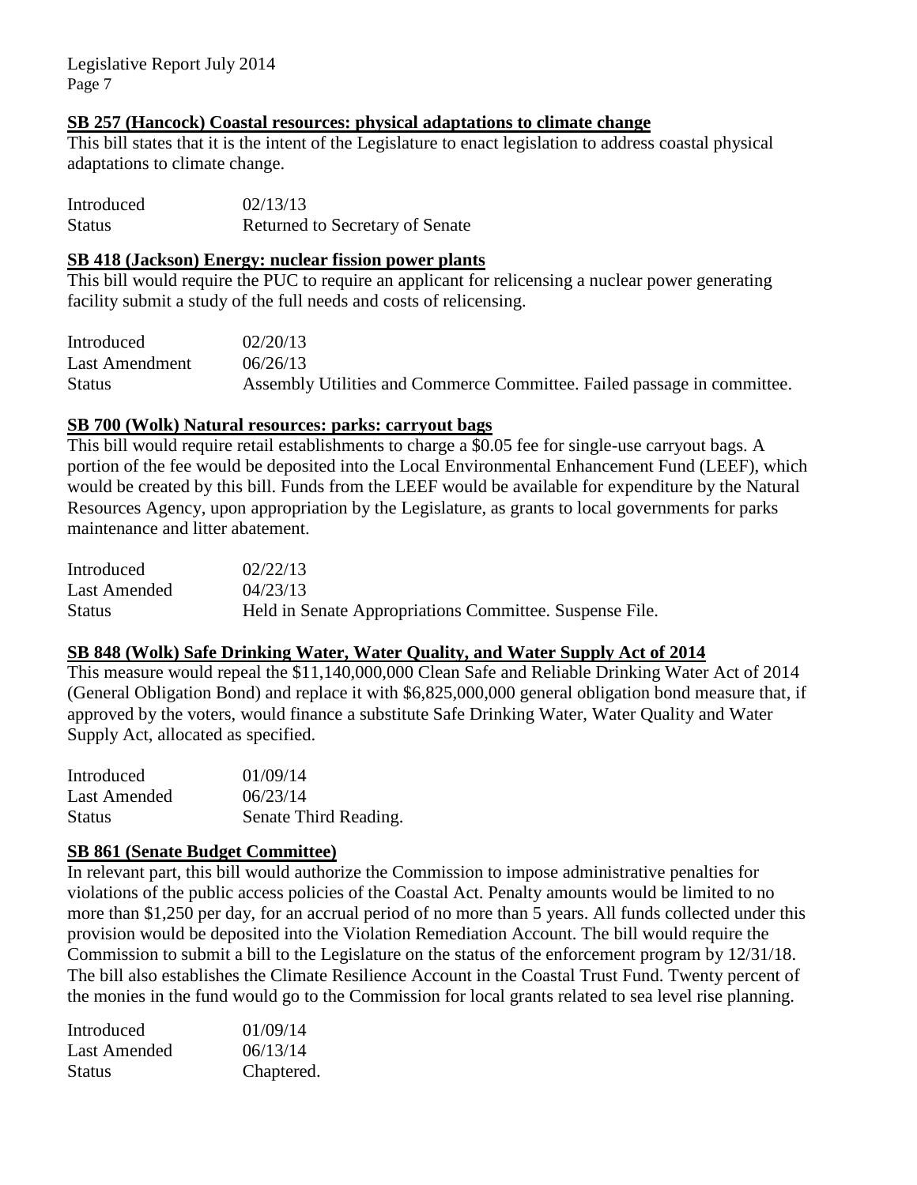**SB 257 (Hancock) Coastal resources: physical adaptations to climate change**

This bill states that it is the intent of the Legislature to enact legislation to address coastal physical adaptations to climate change.

| | |
|---|---|
| Introduced | 02/13/13 |
| Status | Returned to Secretary of Senate |

**SB 418 (Jackson) Energy: nuclear fission power plants**

This bill would require the PUC to require an applicant for relicensing a nuclear power generating facility submit a study of the full needs and costs of relicensing.

| | |
|---|---|
| Introduced | 02/20/13 |
| Last Amendment | 06/26/13 |
| Status | Assembly Utilities and Commerce Committee. Failed passage in committee. |

**SB 700 (Wolk) Natural resources: parks: carryout bags**

This bill would require retail establishments to charge a $0.05 fee for single-use carryout bags. A portion of the fee would be deposited into the Local Environmental Enhancement Fund (LEEF), which would be created by this bill. Funds from the LEEF would be available for expenditure by the Natural Resources Agency, upon appropriation by the Legislature, as grants to local governments for parks maintenance and litter abatement.

| | |
|---|---|
| Introduced | 02/22/13 |
| Last Amended | 04/23/13 |
| Status | Held in Senate Appropriations Committee. Suspense File. |

**SB 848 (Wolk) Safe Drinking Water, Water Quality, and Water Supply Act of 2014**

This measure would repeal the $11,140,000,000 Clean Safe and Reliable Drinking Water Act of 2014 (General Obligation Bond) and replace it with $6,825,000,000 general obligation bond measure that, if approved by the voters, would finance a substitute Safe Drinking Water, Water Quality and Water Supply Act, allocated as specified.

| | |
|---|---|
| Introduced | 01/09/14 |
| Last Amended | 06/23/14 |
| Status | Senate Third Reading. |

**SB 861 (Senate Budget Committee)**

In relevant part, this bill would authorize the Commission to impose administrative penalties for violations of the public access policies of the Coastal Act. Penalty amounts would be limited to no more than $1,250 per day, for an accrual period of no more than 5 years. All funds collected under this provision would be deposited into the Violation Remediation Account. The bill would require the Commission to submit a bill to the Legislature on the status of the enforcement program by 12/31/18. The bill also establishes the Climate Resilience Account in the Coastal Trust Fund. Twenty percent of the monies in the fund would go to the Commission for local grants related to sea level rise planning.

| | |
|---|---|
| Introduced | 01/09/14 |
| Last Amended | 06/13/14 |
| Status | Chaptered. |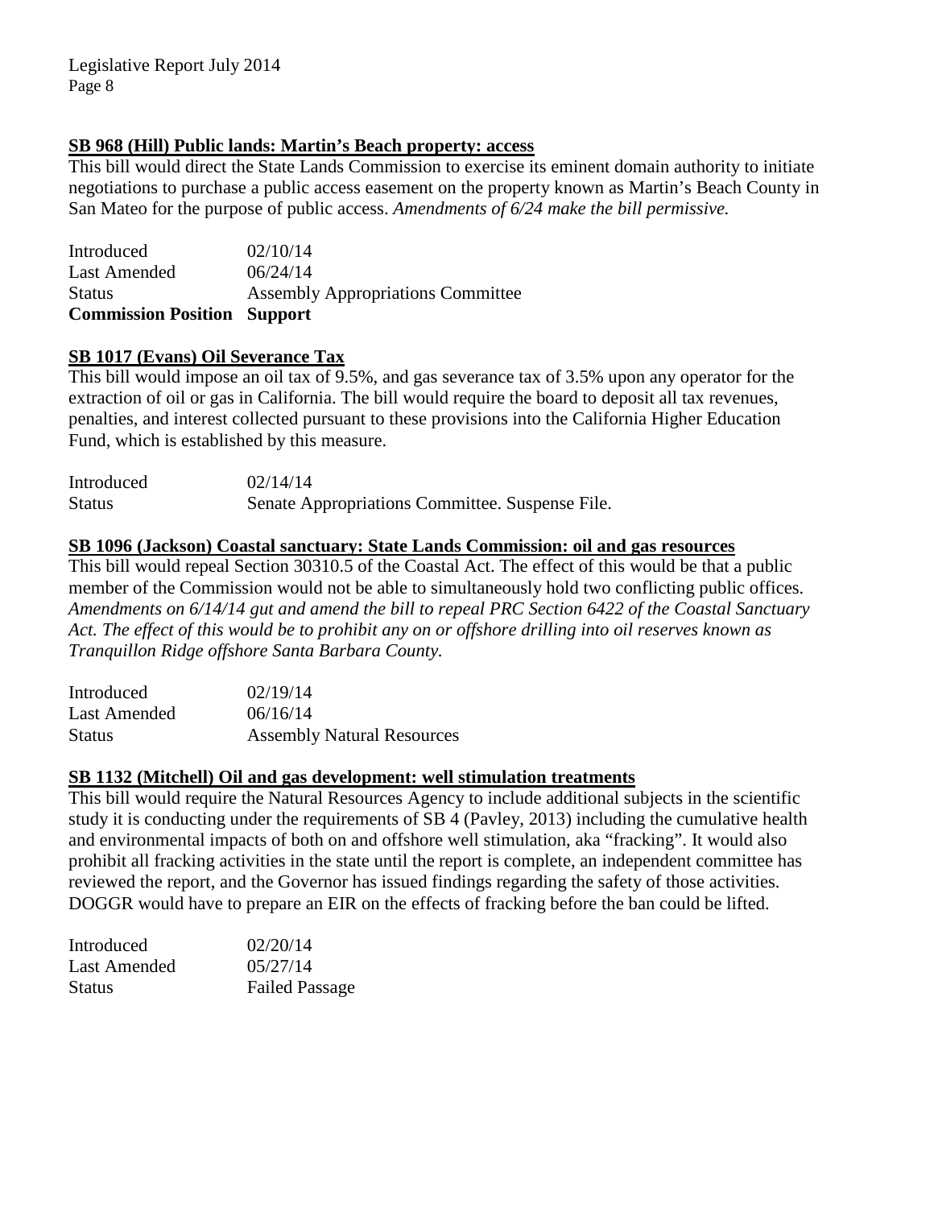**SB 968 (Hill) Public lands: Martin's Beach property: access**

This bill would direct the State Lands Commission to exercise its eminent domain authority to initiate negotiations to purchase a public access easement on the property known as Martin's Beach County in San Mateo for the purpose of public access. *Amendments of 6/24 make the bill permissive.*

| | |
|---|---|
| Introduced | 02/10/14 |
| Last Amended | 06/24/14 |
| Status | Assembly Appropriations Committee |
| **Commission Position** | **Support** |

**SB 1017 (Evans) Oil Severance Tax**

This bill would impose an oil tax of 9.5%, and gas severance tax of 3.5% upon any operator for the extraction of oil or gas in California. The bill would require the board to deposit all tax revenues, penalties, and interest collected pursuant to these provisions into the California Higher Education Fund, which is established by this measure.

| | |
|---|---|
| Introduced | 02/14/14 |
| Status | Senate Appropriations Committee. Suspense File. |

**SB 1096 (Jackson) Coastal sanctuary: State Lands Commission: oil and gas resources**

This bill would repeal Section 30310.5 of the Coastal Act. The effect of this would be that a public member of the Commission would not be able to simultaneously hold two conflicting public offices. *Amendments on 6/14/14 gut and amend the bill to repeal PRC Section 6422 of the Coastal Sanctuary Act. The effect of this would be to prohibit any on or offshore drilling into oil reserves known as Tranquillon Ridge offshore Santa Barbara County.*

| | |
|---|---|
| Introduced | 02/19/14 |
| Last Amended | 06/16/14 |
| Status | Assembly Natural Resources |

**SB 1132 (Mitchell) Oil and gas development: well stimulation treatments**

This bill would require the Natural Resources Agency to include additional subjects in the scientific study it is conducting under the requirements of SB 4 (Pavley, 2013) including the cumulative health and environmental impacts of both on and offshore well stimulation, aka "fracking". It would also prohibit all fracking activities in the state until the report is complete, an independent committee has reviewed the report, and the Governor has issued findings regarding the safety of those activities. DOGGR would have to prepare an EIR on the effects of fracking before the ban could be lifted.

| | |
|---|---|
| Introduced | 02/20/14 |
| Last Amended | 05/27/14 |
| Status | Failed Passage |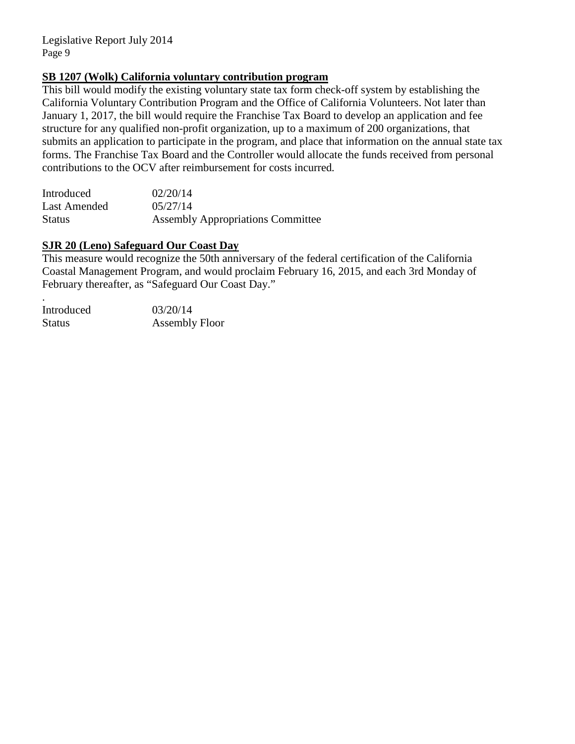**SB 1207 (Wolk) California voluntary contribution program**

This bill would modify the existing voluntary state tax form check-off system by establishing the California Voluntary Contribution Program and the Office of California Volunteers. Not later than January 1, 2017, the bill would require the Franchise Tax Board to develop an application and fee structure for any qualified non-profit organization, up to a maximum of 200 organizations, that submits an application to participate in the program, and place that information on the annual state tax forms. The Franchise Tax Board and the Controller would allocate the funds received from personal contributions to the OCV after reimbursement for costs incurred.

| | |
|---|---|
| Introduced | 02/20/14 |
| Last Amended | 05/27/14 |
| Status | Assembly Appropriations Committee |

**SJR 20 (Leno) Safeguard Our Coast Day**

This measure would recognize the 50th anniversary of the federal certification of the California Coastal Management Program, and would proclaim February 16, 2015, and each 3rd Monday of February thereafter, as "Safeguard Our Coast Day."

.

| | |
|---|---|
| Introduced | 03/20/14 |
| Status | Assembly Floor |